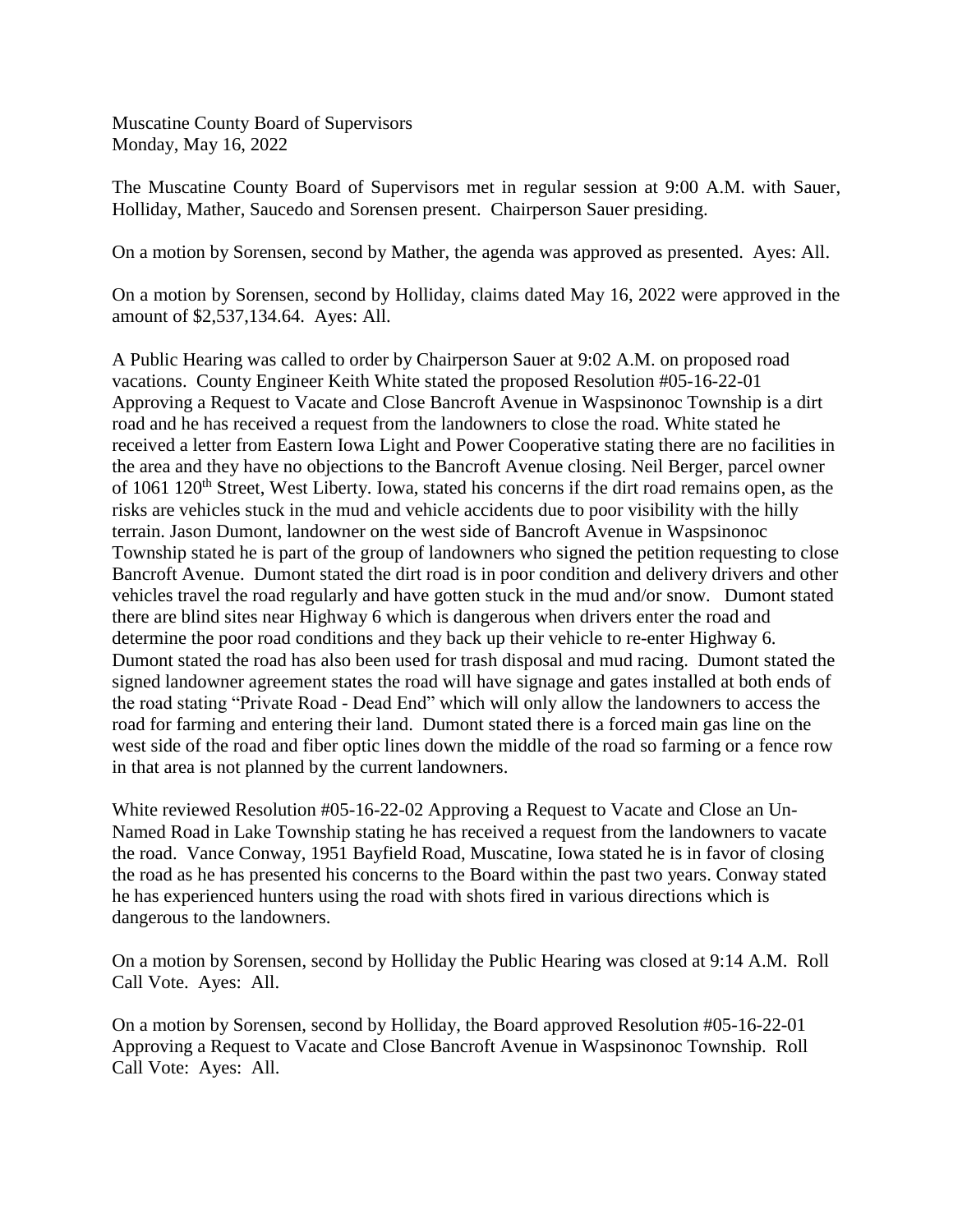Muscatine County Board of Supervisors
Monday, May 16, 2022

The Muscatine County Board of Supervisors met in regular session at 9:00 A.M. with Sauer, Holliday, Mather, Saucedo and Sorensen present. Chairperson Sauer presiding.

On a motion by Sorensen, second by Mather, the agenda was approved as presented. Ayes: All.

On a motion by Sorensen, second by Holliday, claims dated May 16, 2022 were approved in the amount of $2,537,134.64. Ayes: All.

A Public Hearing was called to order by Chairperson Sauer at 9:02 A.M. on proposed road vacations. County Engineer Keith White stated the proposed Resolution #05-16-22-01 Approving a Request to Vacate and Close Bancroft Avenue in Waspsinonoc Township is a dirt road and he has received a request from the landowners to close the road. White stated he received a letter from Eastern Iowa Light and Power Cooperative stating there are no facilities in the area and they have no objections to the Bancroft Avenue closing. Neil Berger, parcel owner of 1061 120th Street, West Liberty. Iowa, stated his concerns if the dirt road remains open, as the risks are vehicles stuck in the mud and vehicle accidents due to poor visibility with the hilly terrain. Jason Dumont, landowner on the west side of Bancroft Avenue in Waspsinonoc Township stated he is part of the group of landowners who signed the petition requesting to close Bancroft Avenue. Dumont stated the dirt road is in poor condition and delivery drivers and other vehicles travel the road regularly and have gotten stuck in the mud and/or snow. Dumont stated there are blind sites near Highway 6 which is dangerous when drivers enter the road and determine the poor road conditions and they back up their vehicle to re-enter Highway 6. Dumont stated the road has also been used for trash disposal and mud racing. Dumont stated the signed landowner agreement states the road will have signage and gates installed at both ends of the road stating "Private Road - Dead End" which will only allow the landowners to access the road for farming and entering their land. Dumont stated there is a forced main gas line on the west side of the road and fiber optic lines down the middle of the road so farming or a fence row in that area is not planned by the current landowners.

White reviewed Resolution #05-16-22-02 Approving a Request to Vacate and Close an Un-Named Road in Lake Township stating he has received a request from the landowners to vacate the road. Vance Conway, 1951 Bayfield Road, Muscatine, Iowa stated he is in favor of closing the road as he has presented his concerns to the Board within the past two years. Conway stated he has experienced hunters using the road with shots fired in various directions which is dangerous to the landowners.

On a motion by Sorensen, second by Holliday the Public Hearing was closed at 9:14 A.M. Roll Call Vote. Ayes: All.

On a motion by Sorensen, second by Holliday, the Board approved Resolution #05-16-22-01 Approving a Request to Vacate and Close Bancroft Avenue in Waspsinonoc Township. Roll Call Vote: Ayes: All.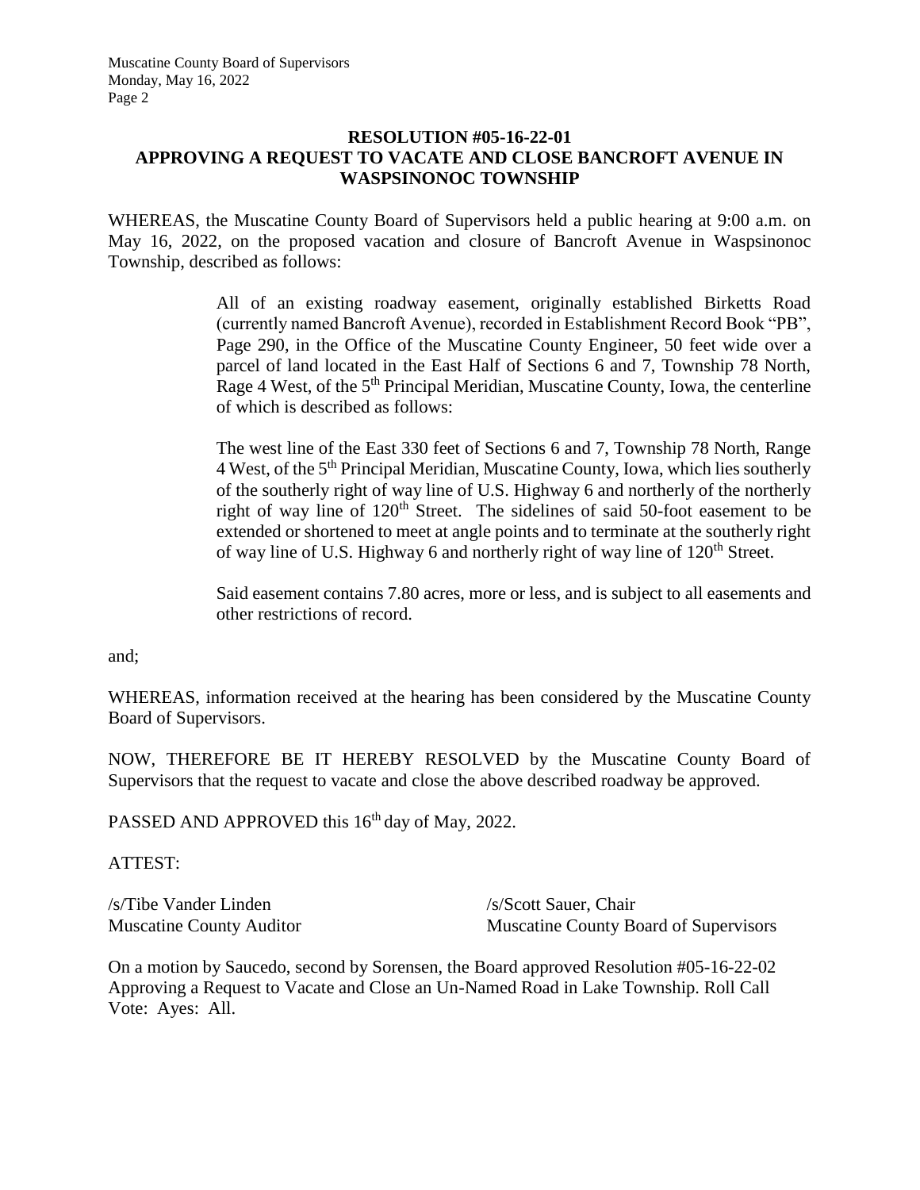## RESOLUTION #05-16-22-01
## APPROVING A REQUEST TO VACATE AND CLOSE BANCROFT AVENUE IN WASPSINONOC TOWNSHIP

WHEREAS, the Muscatine County Board of Supervisors held a public hearing at 9:00 a.m. on May 16, 2022, on the proposed vacation and closure of Bancroft Avenue in Waspsinonoc Township, described as follows:

> All of an existing roadway easement, originally established Birketts Road (currently named Bancroft Avenue), recorded in Establishment Record Book "PB", Page 290, in the Office of the Muscatine County Engineer, 50 feet wide over a parcel of land located in the East Half of Sections 6 and 7, Township 78 North, Rage 4 West, of the 5th Principal Meridian, Muscatine County, Iowa, the centerline of which is described as follows:
>
> The west line of the East 330 feet of Sections 6 and 7, Township 78 North, Range 4 West, of the 5th Principal Meridian, Muscatine County, Iowa, which lies southerly of the southerly right of way line of U.S. Highway 6 and northerly of the northerly right of way line of 120th Street. The sidelines of said 50-foot easement to be extended or shortened to meet at angle points and to terminate at the southerly right of way line of U.S. Highway 6 and northerly right of way line of 120th Street.
>
> Said easement contains 7.80 acres, more or less, and is subject to all easements and other restrictions of record.

and;

WHEREAS, information received at the hearing has been considered by the Muscatine County Board of Supervisors.

NOW, THEREFORE BE IT HEREBY RESOLVED by the Muscatine County Board of Supervisors that the request to vacate and close the above described roadway be approved.

PASSED AND APPROVED this 16th day of May, 2022.

ATTEST:

/s/Tibe Vander Linden
Muscatine County Auditor

/s/Scott Sauer, Chair
Muscatine County Board of Supervisors

On a motion by Saucedo, second by Sorensen, the Board approved Resolution #05-16-22-02 Approving a Request to Vacate and Close an Un-Named Road in Lake Township. Roll Call Vote: Ayes: All.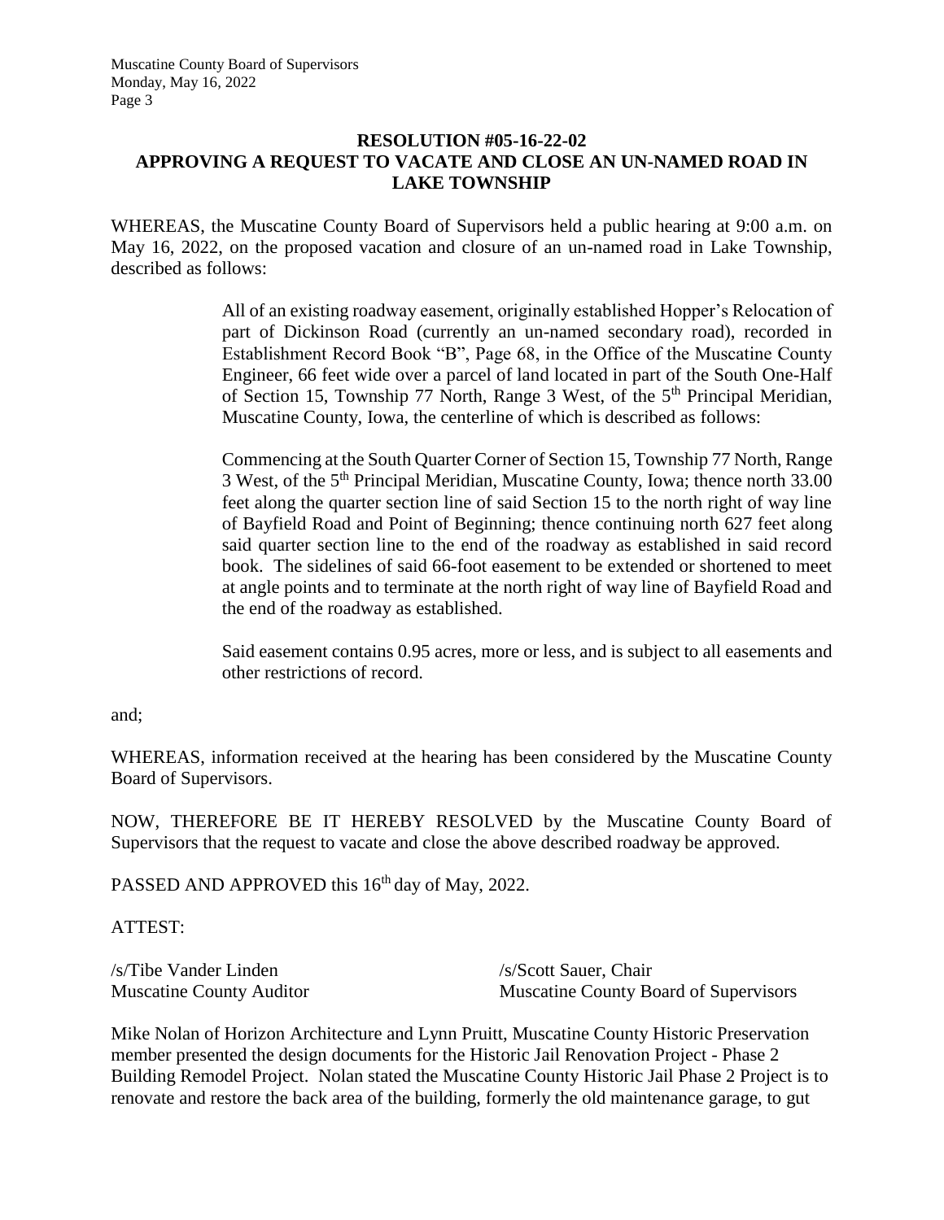**RESOLUTION #05-16-22-02**
**APPROVING A REQUEST TO VACATE AND CLOSE AN UN-NAMED ROAD IN LAKE TOWNSHIP**

WHEREAS, the Muscatine County Board of Supervisors held a public hearing at 9:00 a.m. on May 16, 2022, on the proposed vacation and closure of an un-named road in Lake Township, described as follows:

> All of an existing roadway easement, originally established Hopper's Relocation of part of Dickinson Road (currently an un-named secondary road), recorded in Establishment Record Book "B", Page 68, in the Office of the Muscatine County Engineer, 66 feet wide over a parcel of land located in part of the South One-Half of Section 15, Township 77 North, Range 3 West, of the 5th Principal Meridian, Muscatine County, Iowa, the centerline of which is described as follows:
>
> Commencing at the South Quarter Corner of Section 15, Township 77 North, Range 3 West, of the 5th Principal Meridian, Muscatine County, Iowa; thence north 33.00 feet along the quarter section line of said Section 15 to the north right of way line of Bayfield Road and Point of Beginning; thence continuing north 627 feet along said quarter section line to the end of the roadway as established in said record book. The sidelines of said 66-foot easement to be extended or shortened to meet at angle points and to terminate at the north right of way line of Bayfield Road and the end of the roadway as established.
>
> Said easement contains 0.95 acres, more or less, and is subject to all easements and other restrictions of record.

and;

WHEREAS, information received at the hearing has been considered by the Muscatine County Board of Supervisors.

NOW, THEREFORE BE IT HEREBY RESOLVED by the Muscatine County Board of Supervisors that the request to vacate and close the above described roadway be approved.

PASSED AND APPROVED this 16th day of May, 2022.

ATTEST:

/s/Tibe Vander Linden
Muscatine County Auditor

/s/Scott Sauer, Chair
Muscatine County Board of Supervisors

Mike Nolan of Horizon Architecture and Lynn Pruitt, Muscatine County Historic Preservation member presented the design documents for the Historic Jail Renovation Project - Phase 2 Building Remodel Project. Nolan stated the Muscatine County Historic Jail Phase 2 Project is to renovate and restore the back area of the building, formerly the old maintenance garage, to gut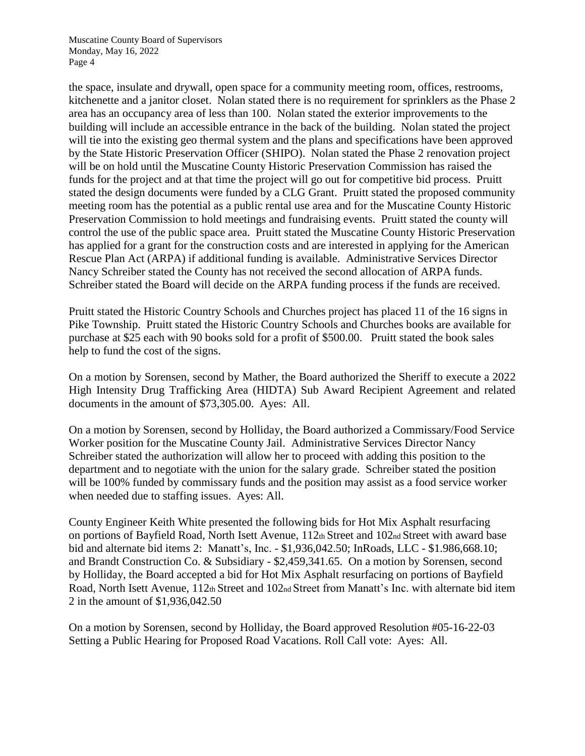the space, insulate and drywall, open space for a community meeting room, offices, restrooms, kitchenette and a janitor closet. Nolan stated there is no requirement for sprinklers as the Phase 2 area has an occupancy area of less than 100. Nolan stated the exterior improvements to the building will include an accessible entrance in the back of the building. Nolan stated the project will tie into the existing geo thermal system and the plans and specifications have been approved by the State Historic Preservation Officer (SHIPO). Nolan stated the Phase 2 renovation project will be on hold until the Muscatine County Historic Preservation Commission has raised the funds for the project and at that time the project will go out for competitive bid process. Pruitt stated the design documents were funded by a CLG Grant. Pruitt stated the proposed community meeting room has the potential as a public rental use area and for the Muscatine County Historic Preservation Commission to hold meetings and fundraising events. Pruitt stated the county will control the use of the public space area. Pruitt stated the Muscatine County Historic Preservation has applied for a grant for the construction costs and are interested in applying for the American Rescue Plan Act (ARPA) if additional funding is available. Administrative Services Director Nancy Schreiber stated the County has not received the second allocation of ARPA funds. Schreiber stated the Board will decide on the ARPA funding process if the funds are received.

Pruitt stated the Historic Country Schools and Churches project has placed 11 of the 16 signs in Pike Township. Pruitt stated the Historic Country Schools and Churches books are available for purchase at $25 each with 90 books sold for a profit of $500.00. Pruitt stated the book sales help to fund the cost of the signs.

On a motion by Sorensen, second by Mather, the Board authorized the Sheriff to execute a 2022 High Intensity Drug Trafficking Area (HIDTA) Sub Award Recipient Agreement and related documents in the amount of $73,305.00. Ayes: All.

On a motion by Sorensen, second by Holliday, the Board authorized a Commissary/Food Service Worker position for the Muscatine County Jail. Administrative Services Director Nancy Schreiber stated the authorization will allow her to proceed with adding this position to the department and to negotiate with the union for the salary grade. Schreiber stated the position will be 100% funded by commissary funds and the position may assist as a food service worker when needed due to staffing issues. Ayes: All.

County Engineer Keith White presented the following bids for Hot Mix Asphalt resurfacing on portions of Bayfield Road, North Isett Avenue, 112th Street and 102nd Street with award base bid and alternate bid items 2: Manatt's, Inc. - $1,936,042.50; InRoads, LLC - $1.986,668.10; and Brandt Construction Co. & Subsidiary - $2,459,341.65. On a motion by Sorensen, second by Holliday, the Board accepted a bid for Hot Mix Asphalt resurfacing on portions of Bayfield Road, North Isett Avenue, 112th Street and 102nd Street from Manatt's Inc. with alternate bid item 2 in the amount of $1,936,042.50

On a motion by Sorensen, second by Holliday, the Board approved Resolution #05-16-22-03 Setting a Public Hearing for Proposed Road Vacations. Roll Call vote: Ayes: All.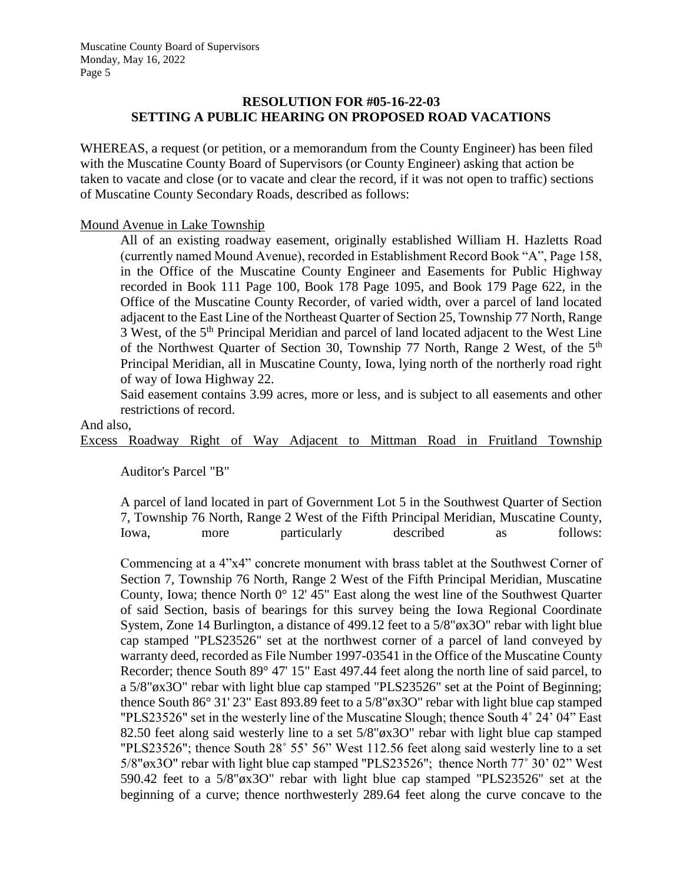## RESOLUTION FOR #05-16-22-03
## SETTING A PUBLIC HEARING ON PROPOSED ROAD VACATIONS

WHEREAS, a request (or petition, or a memorandum from the County Engineer) has been filed with the Muscatine County Board of Supervisors (or County Engineer) asking that action be taken to vacate and close (or to vacate and clear the record, if it was not open to traffic) sections of Muscatine County Secondary Roads, described as follows:

<u>Mound Avenue in Lake Township</u>

All of an existing roadway easement, originally established William H. Hazletts Road (currently named Mound Avenue), recorded in Establishment Record Book "A", Page 158, in the Office of the Muscatine County Engineer and Easements for Public Highway recorded in Book 111 Page 100, Book 178 Page 1095, and Book 179 Page 622, in the Office of the Muscatine County Recorder, of varied width, over a parcel of land located adjacent to the East Line of the Northeast Quarter of Section 25, Township 77 North, Range 3 West, of the 5th Principal Meridian and parcel of land located adjacent to the West Line of the Northwest Quarter of Section 30, Township 77 North, Range 2 West, of the 5th Principal Meridian, all in Muscatine County, Iowa, lying north of the northerly road right of way of Iowa Highway 22.

Said easement contains 3.99 acres, more or less, and is subject to all easements and other restrictions of record.

And also,

<u>Excess Roadway Right of Way Adjacent to Mittman Road in Fruitland Township</u>

Auditor's Parcel "B"

A parcel of land located in part of Government Lot 5 in the Southwest Quarter of Section 7, Township 76 North, Range 2 West of the Fifth Principal Meridian, Muscatine County, Iowa, more particularly described as follows:

Commencing at a 4"x4" concrete monument with brass tablet at the Southwest Corner of Section 7, Township 76 North, Range 2 West of the Fifth Principal Meridian, Muscatine County, Iowa; thence North 0° 12' 45" East along the west line of the Southwest Quarter of said Section, basis of bearings for this survey being the Iowa Regional Coordinate System, Zone 14 Burlington, a distance of 499.12 feet to a 5/8"øx3O" rebar with light blue cap stamped "PLS23526" set at the northwest corner of a parcel of land conveyed by warranty deed, recorded as File Number 1997-03541 in the Office of the Muscatine County Recorder; thence South 89° 47' 15" East 497.44 feet along the north line of said parcel, to a 5/8"øx3O" rebar with light blue cap stamped "PLS23526" set at the Point of Beginning; thence South 86° 31' 23" East 893.89 feet to a 5/8"øx3O" rebar with light blue cap stamped "PLS23526" set in the westerly line of the Muscatine Slough; thence South 4˚ 24' 04" East 82.50 feet along said westerly line to a set 5/8"øx3O" rebar with light blue cap stamped "PLS23526"; thence South 28˚ 55' 56" West 112.56 feet along said westerly line to a set 5/8"øx3O" rebar with light blue cap stamped "PLS23526"; thence North 77˚ 30' 02" West 590.42 feet to a 5/8"øx3O" rebar with light blue cap stamped "PLS23526" set at the beginning of a curve; thence northwesterly 289.64 feet along the curve concave to the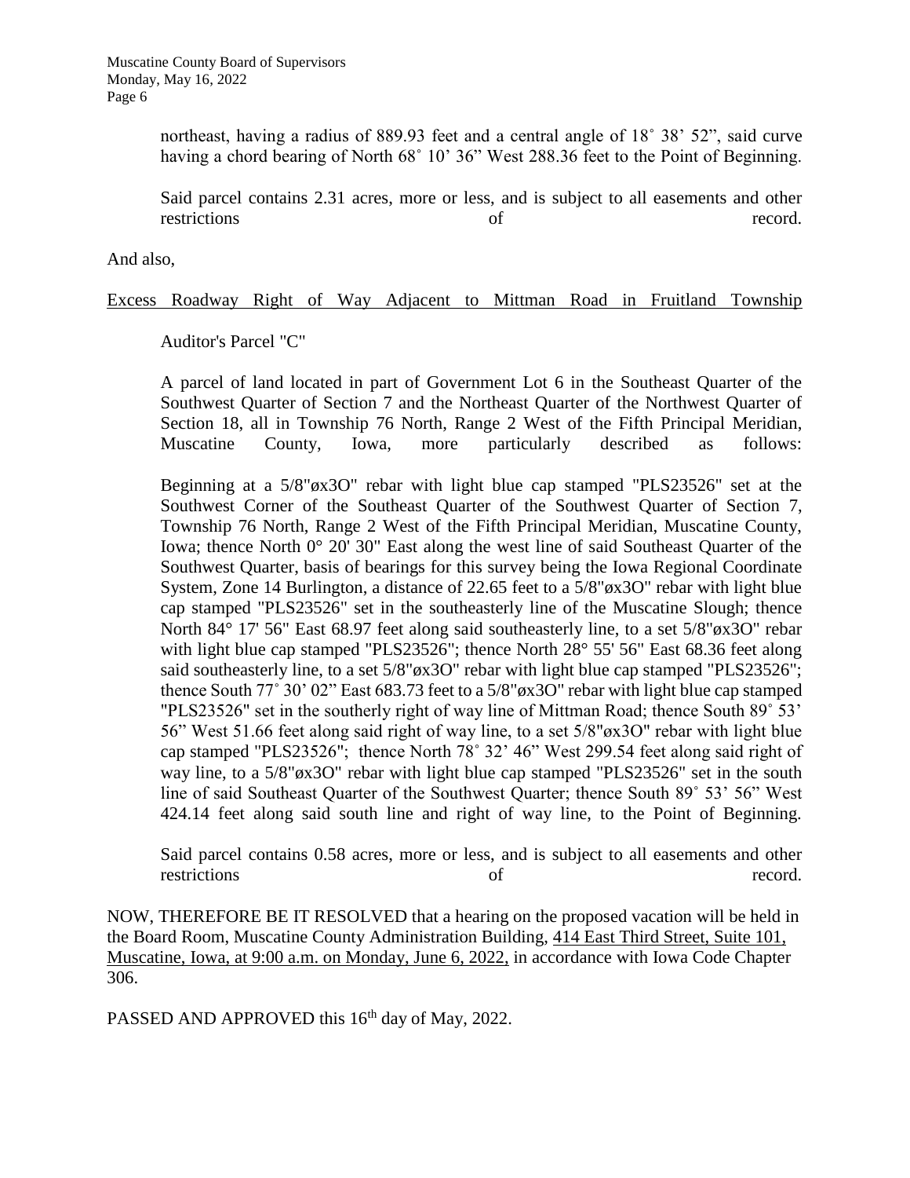northeast, having a radius of 889.93 feet and a central angle of 18˚ 38' 52", said curve having a chord bearing of North 68˚ 10' 36" West 288.36 feet to the Point of Beginning.

Said parcel contains 2.31 acres, more or less, and is subject to all easements and other restrictions of record.

And also,

Excess Roadway Right of Way Adjacent to Mittman Road in Fruitland Township

Auditor's Parcel "C"

A parcel of land located in part of Government Lot 6 in the Southeast Quarter of the Southwest Quarter of Section 7 and the Northeast Quarter of the Northwest Quarter of Section 18, all in Township 76 North, Range 2 West of the Fifth Principal Meridian, Muscatine County, Iowa, more particularly described as follows:

Beginning at a 5/8"øx3O" rebar with light blue cap stamped "PLS23526" set at the Southwest Corner of the Southeast Quarter of the Southwest Quarter of Section 7, Township 76 North, Range 2 West of the Fifth Principal Meridian, Muscatine County, Iowa; thence North 0° 20' 30" East along the west line of said Southeast Quarter of the Southwest Quarter, basis of bearings for this survey being the Iowa Regional Coordinate System, Zone 14 Burlington, a distance of 22.65 feet to a 5/8"øx3O" rebar with light blue cap stamped "PLS23526" set in the southeasterly line of the Muscatine Slough; thence North 84° 17' 56" East 68.97 feet along said southeasterly line, to a set 5/8"øx3O" rebar with light blue cap stamped "PLS23526"; thence North 28° 55' 56" East 68.36 feet along said southeasterly line, to a set 5/8"øx3O" rebar with light blue cap stamped "PLS23526"; thence South 77˚ 30' 02" East 683.73 feet to a 5/8"øx3O" rebar with light blue cap stamped "PLS23526" set in the southerly right of way line of Mittman Road; thence South 89˚ 53' 56" West 51.66 feet along said right of way line, to a set 5/8"øx3O" rebar with light blue cap stamped "PLS23526"; thence North 78˚ 32' 46" West 299.54 feet along said right of way line, to a 5/8"øx3O" rebar with light blue cap stamped "PLS23526" set in the south line of said Southeast Quarter of the Southwest Quarter; thence South 89˚ 53' 56" West 424.14 feet along said south line and right of way line, to the Point of Beginning.

Said parcel contains 0.58 acres, more or less, and is subject to all easements and other restrictions of record.

NOW, THEREFORE BE IT RESOLVED that a hearing on the proposed vacation will be held in the Board Room, Muscatine County Administration Building, 414 East Third Street, Suite 101, Muscatine, Iowa, at 9:00 a.m. on Monday, June 6, 2022, in accordance with Iowa Code Chapter 306.

PASSED AND APPROVED this 16th day of May, 2022.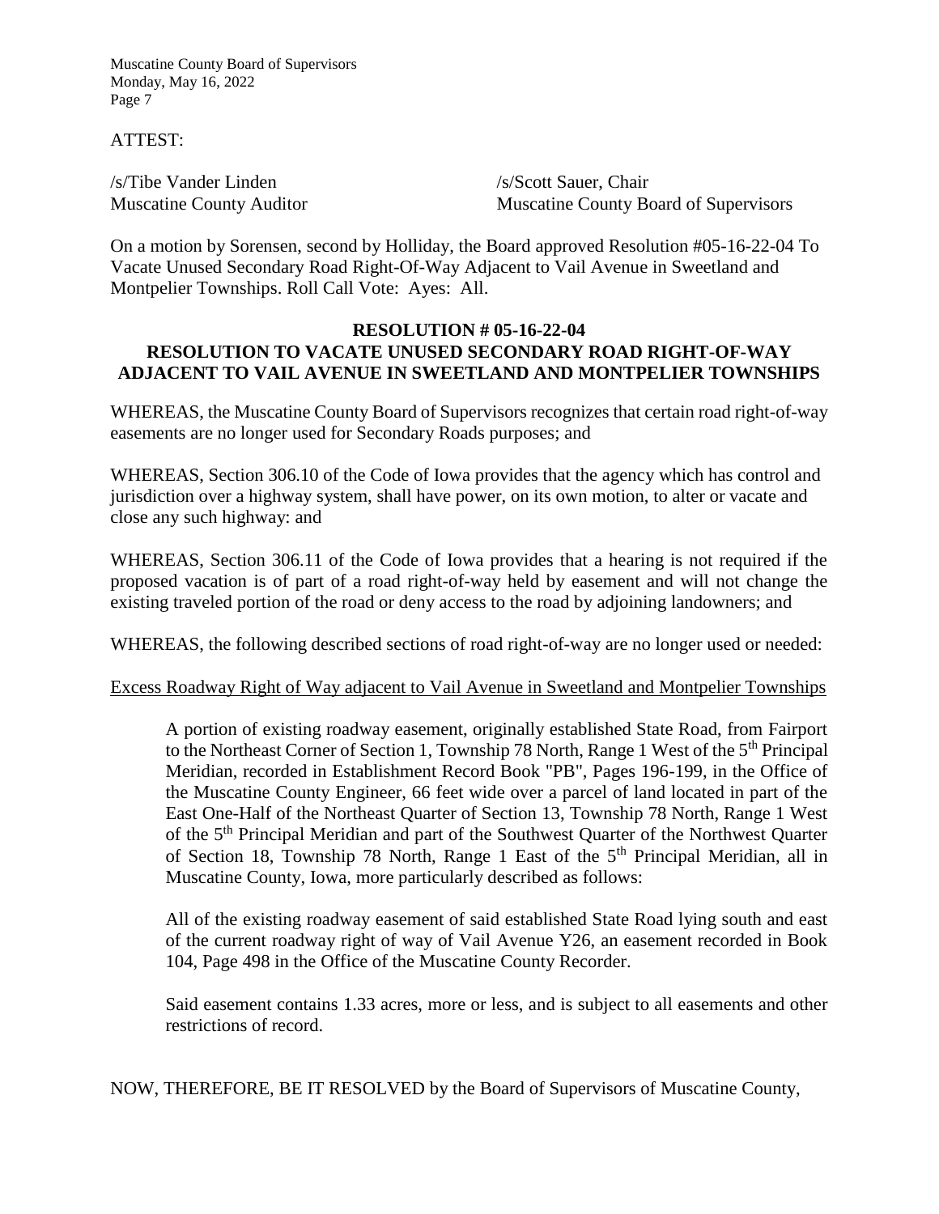ATTEST:

/s/Tibe Vander Linden
Muscatine County Auditor

/s/Scott Sauer, Chair
Muscatine County Board of Supervisors

On a motion by Sorensen, second by Holliday, the Board approved Resolution #05-16-22-04 To Vacate Unused Secondary Road Right-Of-Way Adjacent to Vail Avenue in Sweetland and Montpelier Townships. Roll Call Vote: Ayes: All.

**RESOLUTION # 05-16-22-04**
**RESOLUTION TO VACATE UNUSED SECONDARY ROAD RIGHT-OF-WAY ADJACENT TO VAIL AVENUE IN SWEETLAND AND MONTPELIER TOWNSHIPS**

WHEREAS, the Muscatine County Board of Supervisors recognizes that certain road right-of-way easements are no longer used for Secondary Roads purposes; and

WHEREAS, Section 306.10 of the Code of Iowa provides that the agency which has control and jurisdiction over a highway system, shall have power, on its own motion, to alter or vacate and close any such highway: and

WHEREAS, Section 306.11 of the Code of Iowa provides that a hearing is not required if the proposed vacation is of part of a road right-of-way held by easement and will not change the existing traveled portion of the road or deny access to the road by adjoining landowners; and

WHEREAS, the following described sections of road right-of-way are no longer used or needed:

Excess Roadway Right of Way adjacent to Vail Avenue in Sweetland and Montpelier Townships

> A portion of existing roadway easement, originally established State Road, from Fairport to the Northeast Corner of Section 1, Township 78 North, Range 1 West of the 5th Principal Meridian, recorded in Establishment Record Book "PB", Pages 196-199, in the Office of the Muscatine County Engineer, 66 feet wide over a parcel of land located in part of the East One-Half of the Northeast Quarter of Section 13, Township 78 North, Range 1 West of the 5th Principal Meridian and part of the Southwest Quarter of the Northwest Quarter of Section 18, Township 78 North, Range 1 East of the 5th Principal Meridian, all in Muscatine County, Iowa, more particularly described as follows:
>
> All of the existing roadway easement of said established State Road lying south and east of the current roadway right of way of Vail Avenue Y26, an easement recorded in Book 104, Page 498 in the Office of the Muscatine County Recorder.
>
> Said easement contains 1.33 acres, more or less, and is subject to all easements and other restrictions of record.

NOW, THEREFORE, BE IT RESOLVED by the Board of Supervisors of Muscatine County,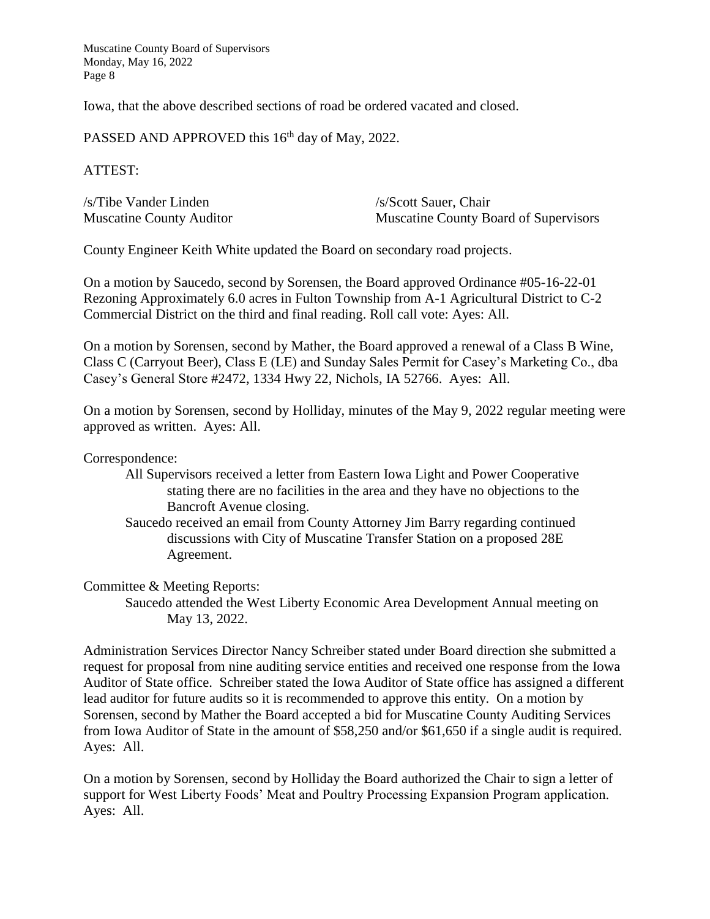Iowa, that the above described sections of road be ordered vacated and closed.

PASSED AND APPROVED this 16th day of May, 2022.

ATTEST:

| | |
|---|---|
| /s/Tibe Vander Linden | /s/Scott Sauer, Chair |
| Muscatine County Auditor | Muscatine County Board of Supervisors |

County Engineer Keith White updated the Board on secondary road projects.

On a motion by Saucedo, second by Sorensen, the Board approved Ordinance #05-16-22-01 Rezoning Approximately 6.0 acres in Fulton Township from A-1 Agricultural District to C-2 Commercial District on the third and final reading. Roll call vote: Ayes: All.

On a motion by Sorensen, second by Mather, the Board approved a renewal of a Class B Wine, Class C (Carryout Beer), Class E (LE) and Sunday Sales Permit for Casey's Marketing Co., dba Casey's General Store #2472, 1334 Hwy 22, Nichols, IA 52766. Ayes: All.

On a motion by Sorensen, second by Holliday, minutes of the May 9, 2022 regular meeting were approved as written. Ayes: All.

Correspondence:

- All Supervisors received a letter from Eastern Iowa Light and Power Cooperative stating there are no facilities in the area and they have no objections to the Bancroft Avenue closing.
- Saucedo received an email from County Attorney Jim Barry regarding continued discussions with City of Muscatine Transfer Station on a proposed 28E Agreement.

Committee & Meeting Reports:

- Saucedo attended the West Liberty Economic Area Development Annual meeting on May 13, 2022.

Administration Services Director Nancy Schreiber stated under Board direction she submitted a request for proposal from nine auditing service entities and received one response from the Iowa Auditor of State office. Schreiber stated the Iowa Auditor of State office has assigned a different lead auditor for future audits so it is recommended to approve this entity. On a motion by Sorensen, second by Mather the Board accepted a bid for Muscatine County Auditing Services from Iowa Auditor of State in the amount of $58,250 and/or $61,650 if a single audit is required. Ayes: All.

On a motion by Sorensen, second by Holliday the Board authorized the Chair to sign a letter of support for West Liberty Foods' Meat and Poultry Processing Expansion Program application. Ayes: All.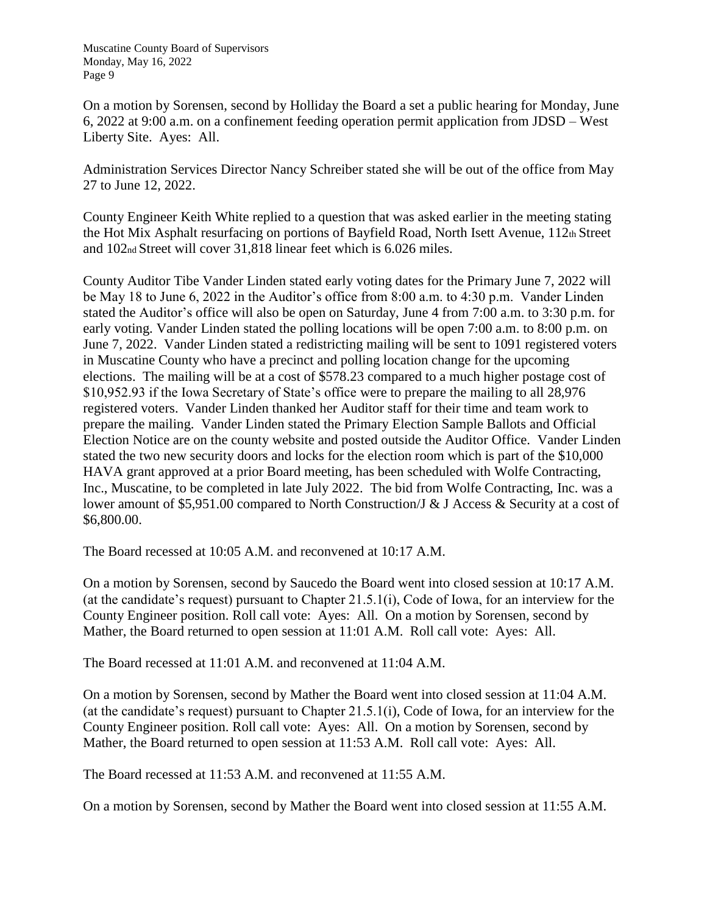On a motion by Sorensen, second by Holliday the Board a set a public hearing for Monday, June 6, 2022 at 9:00 a.m. on a confinement feeding operation permit application from JDSD – West Liberty Site. Ayes: All.

Administration Services Director Nancy Schreiber stated she will be out of the office from May 27 to June 12, 2022.

County Engineer Keith White replied to a question that was asked earlier in the meeting stating the Hot Mix Asphalt resurfacing on portions of Bayfield Road, North Isett Avenue, 112th Street and 102nd Street will cover 31,818 linear feet which is 6.026 miles.

County Auditor Tibe Vander Linden stated early voting dates for the Primary June 7, 2022 will be May 18 to June 6, 2022 in the Auditor's office from 8:00 a.m. to 4:30 p.m. Vander Linden stated the Auditor's office will also be open on Saturday, June 4 from 7:00 a.m. to 3:30 p.m. for early voting. Vander Linden stated the polling locations will be open 7:00 a.m. to 8:00 p.m. on June 7, 2022. Vander Linden stated a redistricting mailing will be sent to 1091 registered voters in Muscatine County who have a precinct and polling location change for the upcoming elections. The mailing will be at a cost of $578.23 compared to a much higher postage cost of $10,952.93 if the Iowa Secretary of State's office were to prepare the mailing to all 28,976 registered voters. Vander Linden thanked her Auditor staff for their time and team work to prepare the mailing. Vander Linden stated the Primary Election Sample Ballots and Official Election Notice are on the county website and posted outside the Auditor Office. Vander Linden stated the two new security doors and locks for the election room which is part of the $10,000 HAVA grant approved at a prior Board meeting, has been scheduled with Wolfe Contracting, Inc., Muscatine, to be completed in late July 2022. The bid from Wolfe Contracting, Inc. was a lower amount of $5,951.00 compared to North Construction/J & J Access & Security at a cost of $6,800.00.

The Board recessed at 10:05 A.M. and reconvened at 10:17 A.M.

On a motion by Sorensen, second by Saucedo the Board went into closed session at 10:17 A.M. (at the candidate's request) pursuant to Chapter 21.5.1(i), Code of Iowa, for an interview for the County Engineer position. Roll call vote: Ayes: All. On a motion by Sorensen, second by Mather, the Board returned to open session at 11:01 A.M. Roll call vote: Ayes: All.

The Board recessed at 11:01 A.M. and reconvened at 11:04 A.M.

On a motion by Sorensen, second by Mather the Board went into closed session at 11:04 A.M. (at the candidate's request) pursuant to Chapter 21.5.1(i), Code of Iowa, for an interview for the County Engineer position. Roll call vote: Ayes: All. On a motion by Sorensen, second by Mather, the Board returned to open session at 11:53 A.M. Roll call vote: Ayes: All.

The Board recessed at 11:53 A.M. and reconvened at 11:55 A.M.

On a motion by Sorensen, second by Mather the Board went into closed session at 11:55 A.M.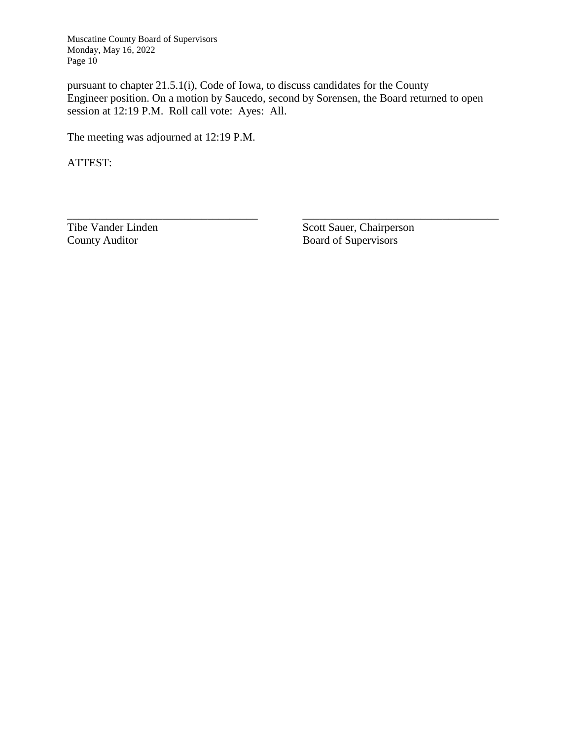pursuant to chapter 21.5.1(i), Code of Iowa, to discuss candidates for the County Engineer position. On a motion by Saucedo, second by Sorensen, the Board returned to open session at 12:19 P.M. Roll call vote: Ayes: All.

The meeting was adjourned at 12:19 P.M.

ATTEST:

| | |
|---|---|
| ___________________________________ | ____________________________________ |
| Tibe Vander Linden | Scott Sauer, Chairperson |
| County Auditor | Board of Supervisors |